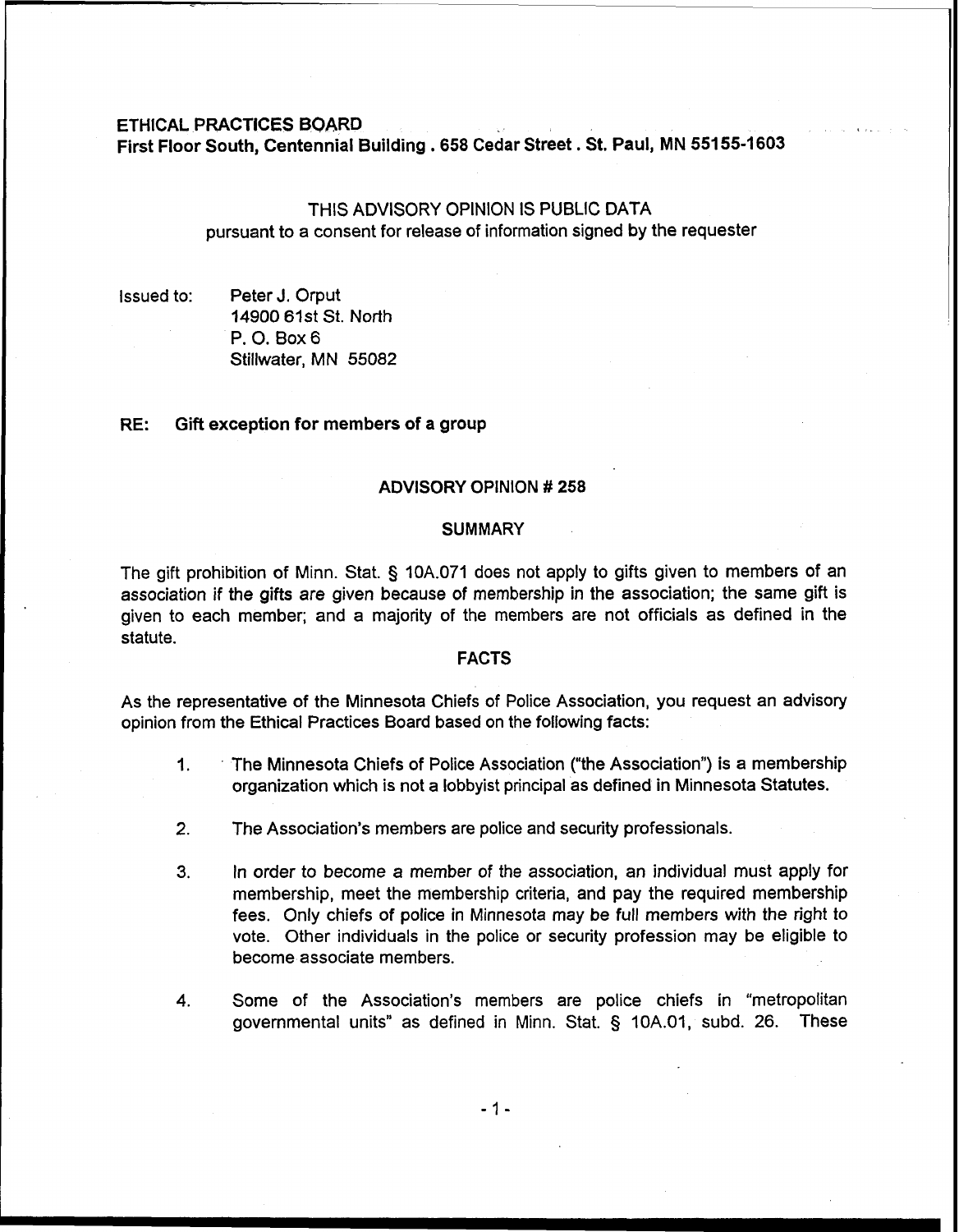**ETHICAL PRACTICES BOARD**
**First Floor South, Centennial Building . 658 Cedar Street . St. Paul, MN 55155-1603**

THIS ADVISORY OPINION IS PUBLIC DATA
pursuant to a consent for release of information signed by the requester

Issued to: Peter J. Orput
14900 61st St. North
P. O. Box 6
Stillwater, MN 55082

**RE: Gift exception for members of a group**

## ADVISORY OPINION # 258

### SUMMARY

The gift prohibition of Minn. Stat. § 10A.071 does not apply to gifts given to members of an association if the gifts are given because of membership in the association; the same gift is given to each member; and a majority of the members are not officials as defined in the statute.

### FACTS

As the representative of the Minnesota Chiefs of Police Association, you request an advisory opinion from the Ethical Practices Board based on the following facts:

1. The Minnesota Chiefs of Police Association ("the Association") is a membership organization which is not a lobbyist principal as defined in Minnesota Statutes.

2. The Association's members are police and security professionals.

3. In order to become a member of the association, an individual must apply for membership, meet the membership criteria, and pay the required membership fees. Only chiefs of police in Minnesota may be full members with the right to vote. Other individuals in the police or security profession may be eligible to become associate members.

4. Some of the Association's members are police chiefs in "metropolitan governmental units" as defined in Minn. Stat. § 10A.01, subd. 26. These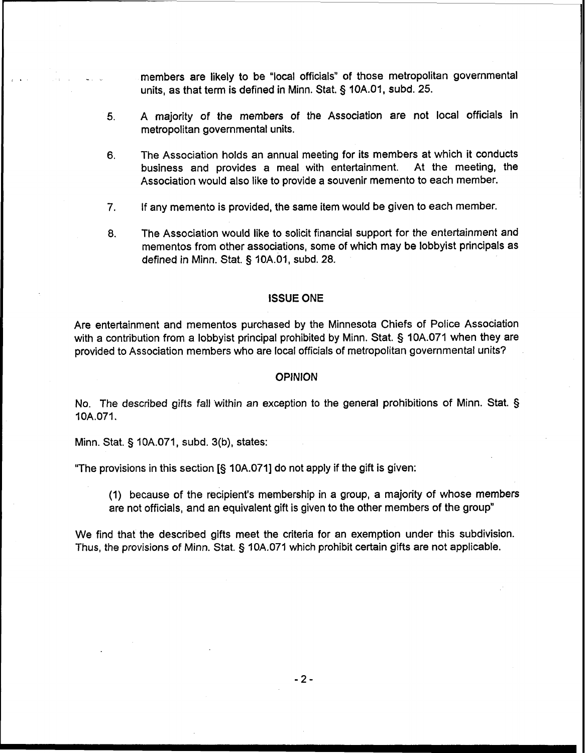members are likely to be "local officials" of those metropolitan governmental units, as that term is defined in Minn. Stat. § 10A.01, subd. 25.

5. A majority of the members of the Association are not local officials in metropolitan governmental units.

6. The Association holds an annual meeting for its members at which it conducts business and provides a meal with entertainment. At the meeting, the Association would also like to provide a souvenir memento to each member.

7. If any memento is provided, the same item would be given to each member.

8. The Association would like to solicit financial support for the entertainment and mementos from other associations, some of which may be lobbyist principals as defined in Minn. Stat. § 10A.01, subd. 28.

## ISSUE ONE

Are entertainment and mementos purchased by the Minnesota Chiefs of Police Association with a contribution from a lobbyist principal prohibited by Minn. Stat. § 10A.071 when they are provided to Association members who are local officials of metropolitan governmental units?

## OPINION

No. The described gifts fall within an exception to the general prohibitions of Minn. Stat. § 10A.071.

Minn. Stat. § 10A.071, subd. 3(b), states:

"The provisions in this section [§ 10A.071] do not apply if the gift is given:

> (1) because of the recipient's membership in a group, a majority of whose members are not officials, and an equivalent gift is given to the other members of the group"

We find that the described gifts meet the criteria for an exemption under this subdivision. Thus, the provisions of Minn. Stat. § 10A.071 which prohibit certain gifts are not applicable.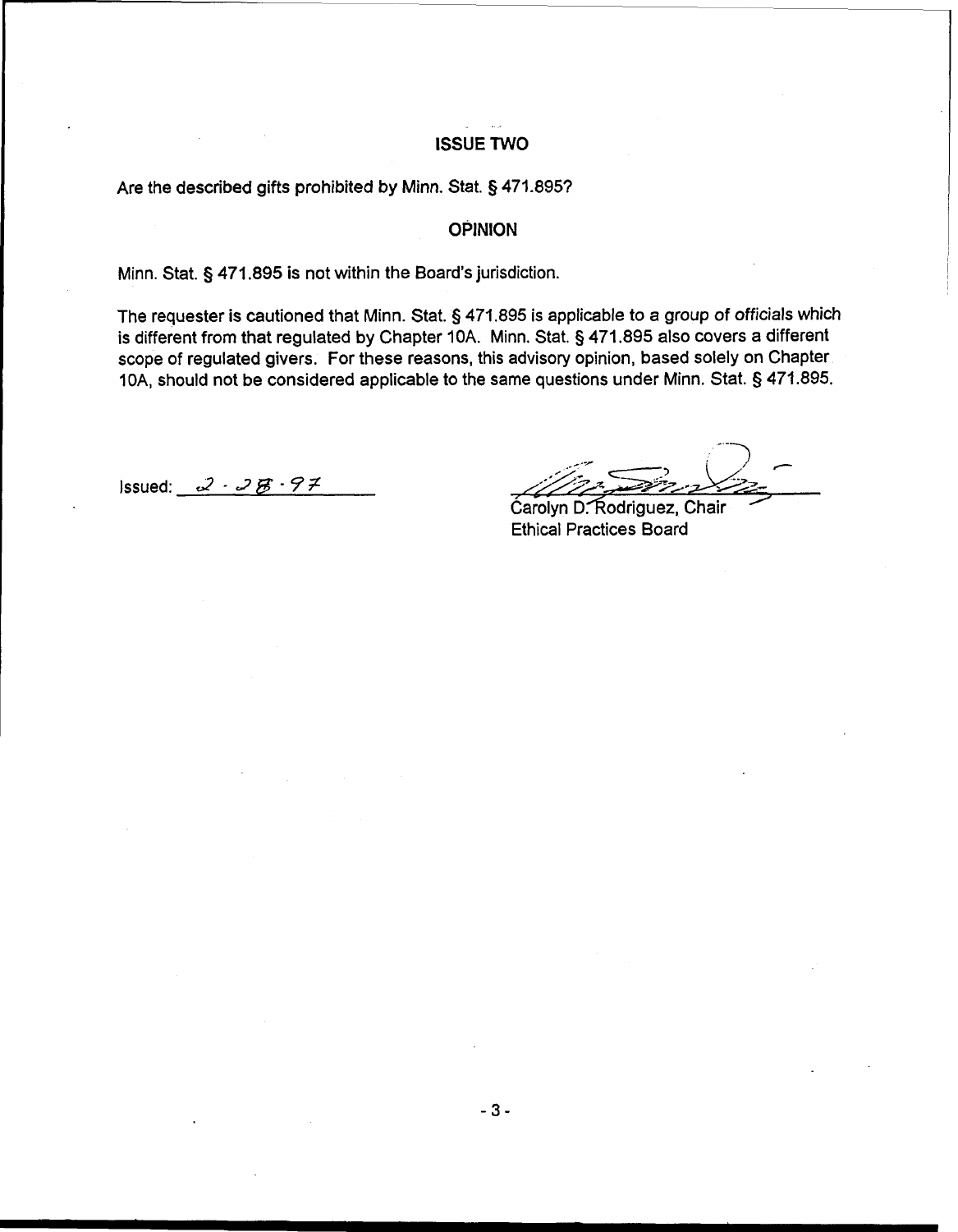### ISSUE TWO

Are the described gifts prohibited by Minn. Stat. § 471.895?

### OPINION

Minn. Stat. § 471.895 is not within the Board's jurisdiction.

The requester is cautioned that Minn. Stat. § 471.895 is applicable to a group of officials which is different from that regulated by Chapter 10A. Minn. Stat. § 471.895 also covers a different scope of regulated givers. For these reasons, this advisory opinion, based solely on Chapter 10A, should not be considered applicable to the same questions under Minn. Stat. § 471.895.

Issued: 2 · 28 · 97

Carolyn D. Rodriguez, Chair
Ethical Practices Board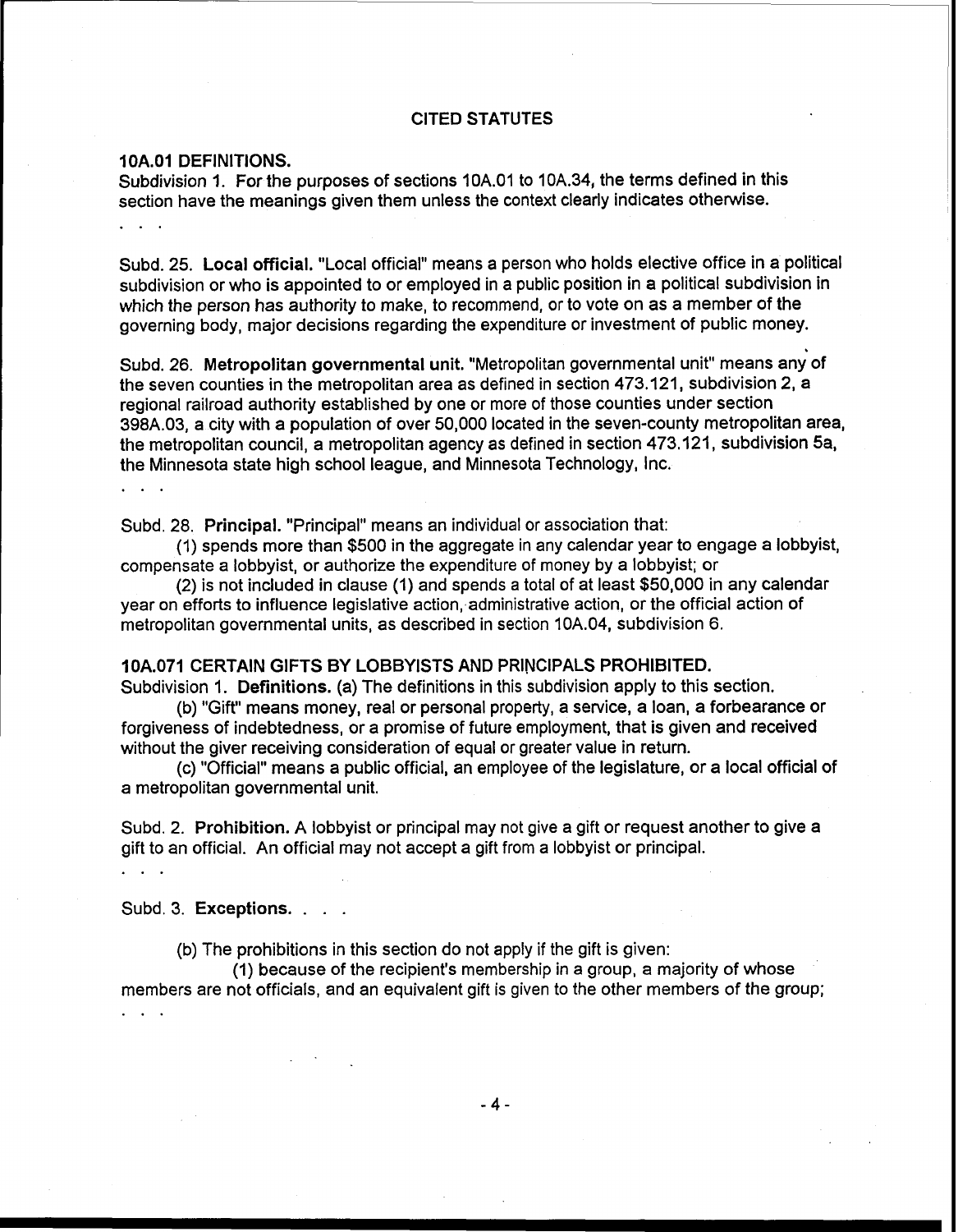## CITED STATUTES

### 10A.01 DEFINITIONS.

Subdivision 1. For the purposes of sections 10A.01 to 10A.34, the terms defined in this section have the meanings given them unless the context clearly indicates otherwise.

. . .

Subd. 25. **Local official.** "Local official" means a person who holds elective office in a political subdivision or who is appointed to or employed in a public position in a political subdivision in which the person has authority to make, to recommend, or to vote on as a member of the governing body, major decisions regarding the expenditure or investment of public money.

Subd. 26. **Metropolitan governmental unit.** "Metropolitan governmental unit" means any of the seven counties in the metropolitan area as defined in section 473.121, subdivision 2, a regional railroad authority established by one or more of those counties under section 398A.03, a city with a population of over 50,000 located in the seven-county metropolitan area, the metropolitan council, a metropolitan agency as defined in section 473.121, subdivision 5a, the Minnesota state high school league, and Minnesota Technology, Inc.

. . .

Subd. 28. **Principal.** "Principal" means an individual or association that:

(1) spends more than $500 in the aggregate in any calendar year to engage a lobbyist, compensate a lobbyist, or authorize the expenditure of money by a lobbyist; or

(2) is not included in clause (1) and spends a total of at least $50,000 in any calendar year on efforts to influence legislative action, administrative action, or the official action of metropolitan governmental units, as described in section 10A.04, subdivision 6.

### 10A.071 CERTAIN GIFTS BY LOBBYISTS AND PRINCIPALS PROHIBITED.

Subdivision 1. **Definitions.** (a) The definitions in this subdivision apply to this section.

(b) "Gift" means money, real or personal property, a service, a loan, a forbearance or forgiveness of indebtedness, or a promise of future employment, that is given and received without the giver receiving consideration of equal or greater value in return.

(c) "Official" means a public official, an employee of the legislature, or a local official of a metropolitan governmental unit.

Subd. 2. **Prohibition.** A lobbyist or principal may not give a gift or request another to give a gift to an official. An official may not accept a gift from a lobbyist or principal.

. . .

Subd. 3. **Exceptions.** . . .

(b) The prohibitions in this section do not apply if the gift is given:

(1) because of the recipient's membership in a group, a majority of whose members are not officials, and an equivalent gift is given to the other members of the group;

. . .